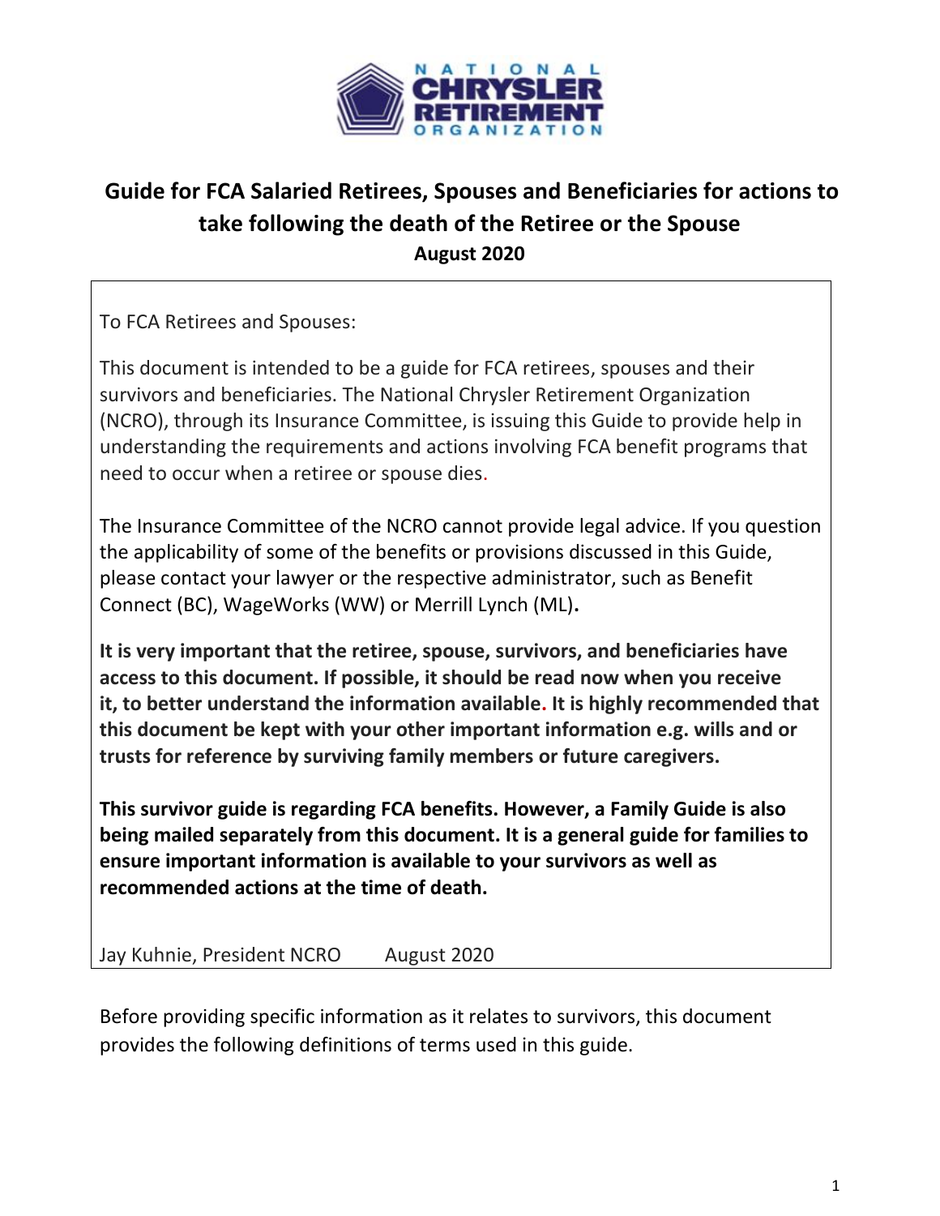# Guide for FCA Salaried Retirees, Spouses and Beneficiaries for actions to take following the death of the Retiree or the Spouse

**August 2020**

To FCA Retirees and Spouses:

This document is intended to be a guide for FCA retirees, spouses and their survivors and beneficiaries. The National Chrysler Retirement Organization (NCRO), through its Insurance Committee, is issuing this Guide to provide help in understanding the requirements and actions involving FCA benefit programs that need to occur when a retiree or spouse dies.

The Insurance Committee of the NCRO cannot provide legal advice. If you question the applicability of some of the benefits or provisions discussed in this Guide, please contact your lawyer or the respective administrator, such as Benefit Connect (BC), WageWorks (WW) or Merrill Lynch (ML)**.**

**It is very important that the retiree, spouse, survivors, and beneficiaries have access to this document. If possible, it should be read now when you receive it, to better understand the information available. It is highly recommended that this document be kept with your other important information e.g. wills and or trusts for reference by surviving family members or future caregivers.**

**This survivor guide is regarding FCA benefits. However, a Family Guide is also being mailed separately from this document. It is a general guide for families to ensure important information is available to your survivors as well as recommended actions at the time of death.**

Jay Kuhnie, President NCRO    August 2020

Before providing specific information as it relates to survivors, this document provides the following definitions of terms used in this guide.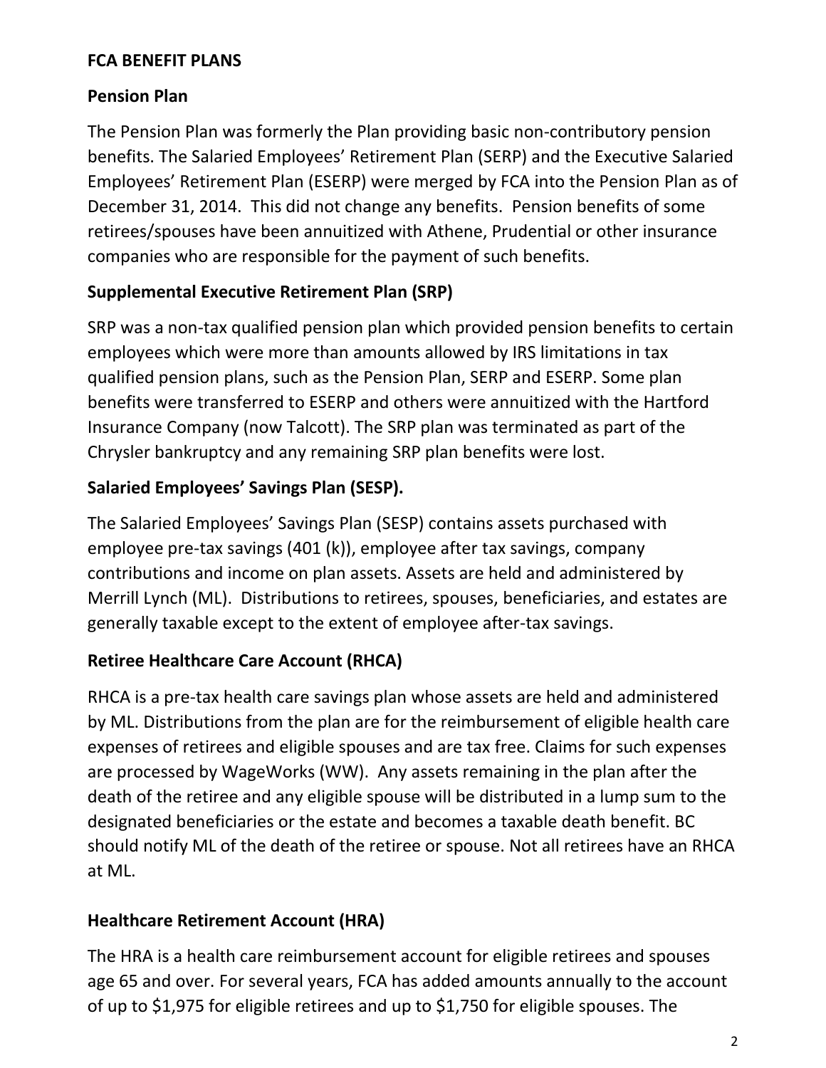## FCA BENEFIT PLANS

### Pension Plan

The Pension Plan was formerly the Plan providing basic non-contributory pension benefits. The Salaried Employees' Retirement Plan (SERP) and the Executive Salaried Employees' Retirement Plan (ESERP) were merged by FCA into the Pension Plan as of December 31, 2014. This did not change any benefits. Pension benefits of some retirees/spouses have been annuitized with Athene, Prudential or other insurance companies who are responsible for the payment of such benefits.

### Supplemental Executive Retirement Plan (SRP)

SRP was a non-tax qualified pension plan which provided pension benefits to certain employees which were more than amounts allowed by IRS limitations in tax qualified pension plans, such as the Pension Plan, SERP and ESERP. Some plan benefits were transferred to ESERP and others were annuitized with the Hartford Insurance Company (now Talcott). The SRP plan was terminated as part of the Chrysler bankruptcy and any remaining SRP plan benefits were lost.

### Salaried Employees' Savings Plan (SESP).

The Salaried Employees' Savings Plan (SESP) contains assets purchased with employee pre-tax savings (401 (k)), employee after tax savings, company contributions and income on plan assets. Assets are held and administered by Merrill Lynch (ML). Distributions to retirees, spouses, beneficiaries, and estates are generally taxable except to the extent of employee after-tax savings.

### Retiree Healthcare Care Account (RHCA)

RHCA is a pre-tax health care savings plan whose assets are held and administered by ML. Distributions from the plan are for the reimbursement of eligible health care expenses of retirees and eligible spouses and are tax free. Claims for such expenses are processed by WageWorks (WW). Any assets remaining in the plan after the death of the retiree and any eligible spouse will be distributed in a lump sum to the designated beneficiaries or the estate and becomes a taxable death benefit. BC should notify ML of the death of the retiree or spouse. Not all retirees have an RHCA at ML.

### Healthcare Retirement Account (HRA)

The HRA is a health care reimbursement account for eligible retirees and spouses age 65 and over. For several years, FCA has added amounts annually to the account of up to $1,975 for eligible retirees and up to $1,750 for eligible spouses. The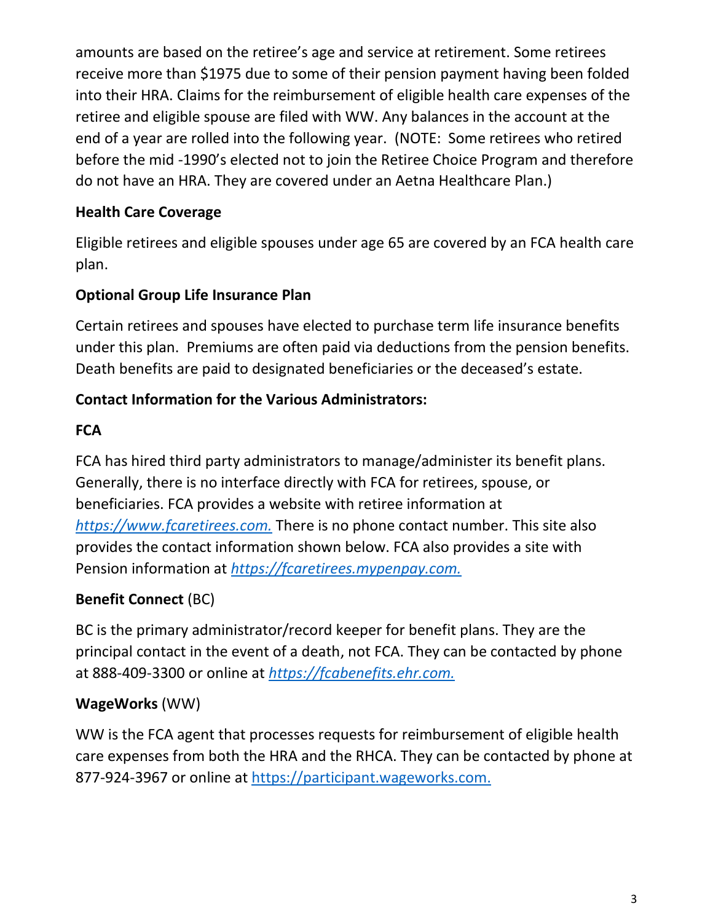amounts are based on the retiree's age and service at retirement. Some retirees receive more than $1975 due to some of their pension payment having been folded into their HRA. Claims for the reimbursement of eligible health care expenses of the retiree and eligible spouse are filed with WW. Any balances in the account at the end of a year are rolled into the following year. (NOTE: Some retirees who retired before the mid -1990's elected not to join the Retiree Choice Program and therefore do not have an HRA. They are covered under an Aetna Healthcare Plan.)

**Health Care Coverage**

Eligible retirees and eligible spouses under age 65 are covered by an FCA health care plan.

**Optional Group Life Insurance Plan**

Certain retirees and spouses have elected to purchase term life insurance benefits under this plan. Premiums are often paid via deductions from the pension benefits. Death benefits are paid to designated beneficiaries or the deceased's estate.

**Contact Information for the Various Administrators:**

**FCA**

FCA has hired third party administrators to manage/administer its benefit plans. Generally, there is no interface directly with FCA for retirees, spouse, or beneficiaries. FCA provides a website with retiree information at *https://www.fcaretirees.com.* There is no phone contact number. This site also provides the contact information shown below. FCA also provides a site with Pension information at *https://fcaretirees.mypenpay.com.*

**Benefit Connect** (BC)

BC is the primary administrator/record keeper for benefit plans. They are the principal contact in the event of a death, not FCA. They can be contacted by phone at 888-409-3300 or online at *https://fcabenefits.ehr.com.*

**WageWorks** (WW)

WW is the FCA agent that processes requests for reimbursement of eligible health care expenses from both the HRA and the RHCA. They can be contacted by phone at 877-924-3967 or online at https://participant.wageworks.com.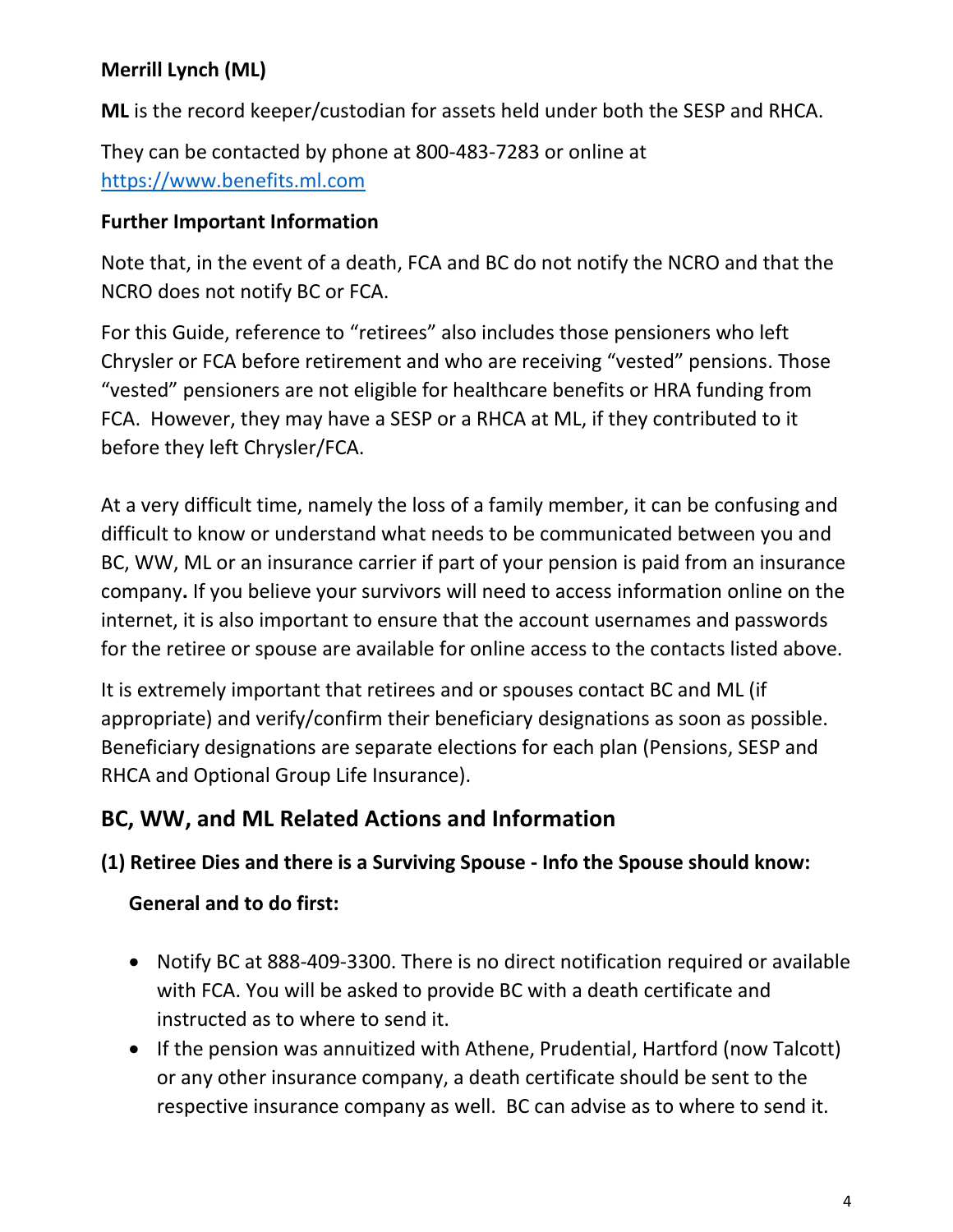**Merrill Lynch (ML)**

**ML** is the record keeper/custodian for assets held under both the SESP and RHCA.

They can be contacted by phone at 800-483-7283 or online at [https://www.benefits.ml.com](https://www.benefits.ml.com)

**Further Important Information**

Note that, in the event of a death, FCA and BC do not notify the NCRO and that the NCRO does not notify BC or FCA.

For this Guide, reference to "retirees" also includes those pensioners who left Chrysler or FCA before retirement and who are receiving "vested" pensions. Those "vested" pensioners are not eligible for healthcare benefits or HRA funding from FCA. However, they may have a SESP or a RHCA at ML, if they contributed to it before they left Chrysler/FCA.

At a very difficult time, namely the loss of a family member, it can be confusing and difficult to know or understand what needs to be communicated between you and BC, WW, ML or an insurance carrier if part of your pension is paid from an insurance company**.** If you believe your survivors will need to access information online on the internet, it is also important to ensure that the account usernames and passwords for the retiree or spouse are available for online access to the contacts listed above.

It is extremely important that retirees and or spouses contact BC and ML (if appropriate) and verify/confirm their beneficiary designations as soon as possible. Beneficiary designations are separate elections for each plan (Pensions, SESP and RHCA and Optional Group Life Insurance).

## BC, WW, and ML Related Actions and Information

### (1) Retiree Dies and there is a Surviving Spouse - Info the Spouse should know:

**General and to do first:**

- Notify BC at 888-409-3300. There is no direct notification required or available with FCA. You will be asked to provide BC with a death certificate and instructed as to where to send it.
- If the pension was annuitized with Athene, Prudential, Hartford (now Talcott) or any other insurance company, a death certificate should be sent to the respective insurance company as well. BC can advise as to where to send it.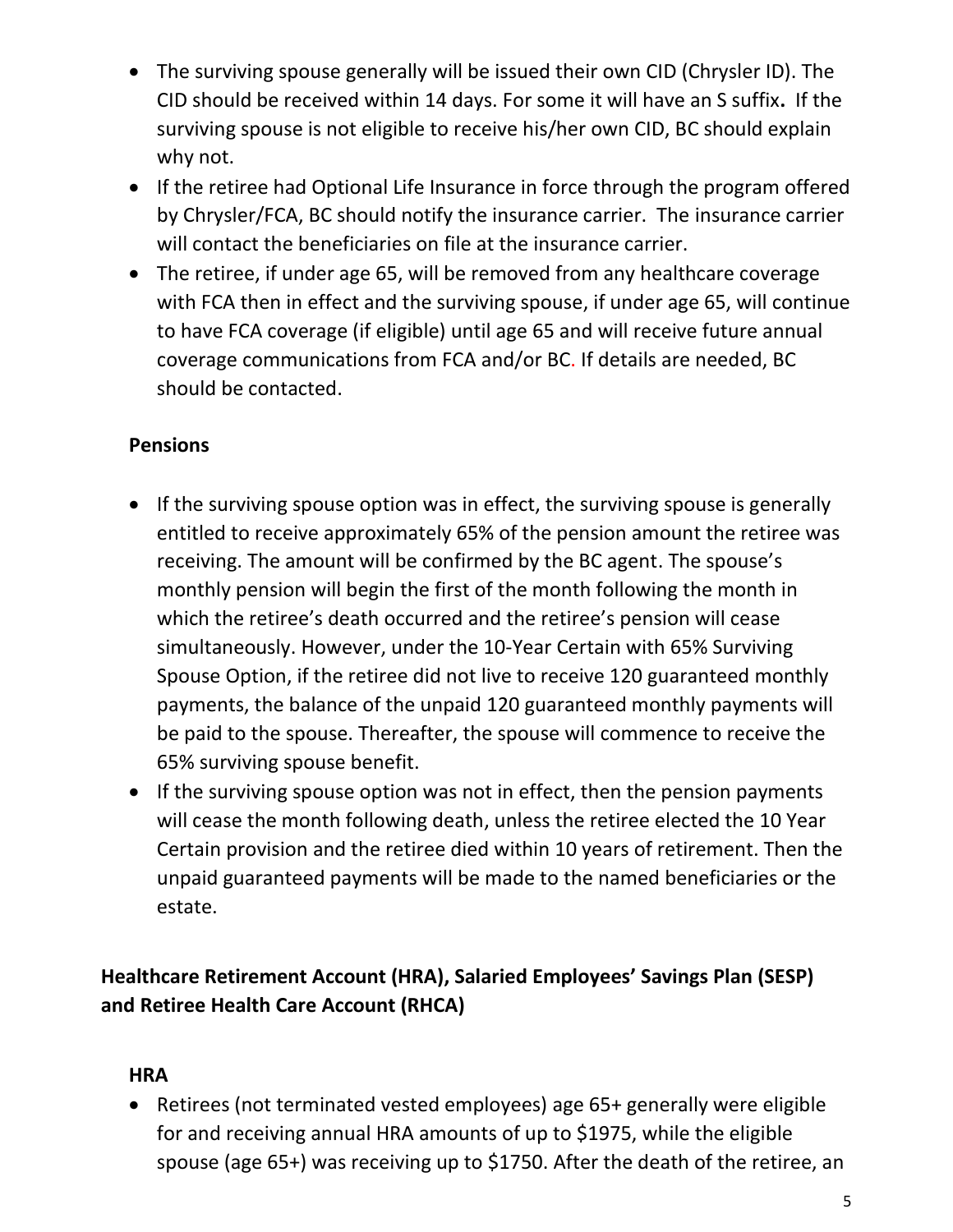- The surviving spouse generally will be issued their own CID (Chrysler ID). The CID should be received within 14 days. For some it will have an S suffix**.** If the surviving spouse is not eligible to receive his/her own CID, BC should explain why not.
- If the retiree had Optional Life Insurance in force through the program offered by Chrysler/FCA, BC should notify the insurance carrier. The insurance carrier will contact the beneficiaries on file at the insurance carrier.
- The retiree, if under age 65, will be removed from any healthcare coverage with FCA then in effect and the surviving spouse, if under age 65, will continue to have FCA coverage (if eligible) until age 65 and will receive future annual coverage communications from FCA and/or BC. If details are needed, BC should be contacted.

### Pensions

- If the surviving spouse option was in effect, the surviving spouse is generally entitled to receive approximately 65% of the pension amount the retiree was receiving. The amount will be confirmed by the BC agent. The spouse's monthly pension will begin the first of the month following the month in which the retiree's death occurred and the retiree's pension will cease simultaneously. However, under the 10-Year Certain with 65% Surviving Spouse Option, if the retiree did not live to receive 120 guaranteed monthly payments, the balance of the unpaid 120 guaranteed monthly payments will be paid to the spouse. Thereafter, the spouse will commence to receive the 65% surviving spouse benefit.
- If the surviving spouse option was not in effect, then the pension payments will cease the month following death, unless the retiree elected the 10 Year Certain provision and the retiree died within 10 years of retirement. Then the unpaid guaranteed payments will be made to the named beneficiaries or the estate.

## Healthcare Retirement Account (HRA), Salaried Employees' Savings Plan (SESP) and Retiree Health Care Account (RHCA)

### HRA

- Retirees (not terminated vested employees) age 65+ generally were eligible for and receiving annual HRA amounts of up to $1975, while the eligible spouse (age 65+) was receiving up to $1750. After the death of the retiree, an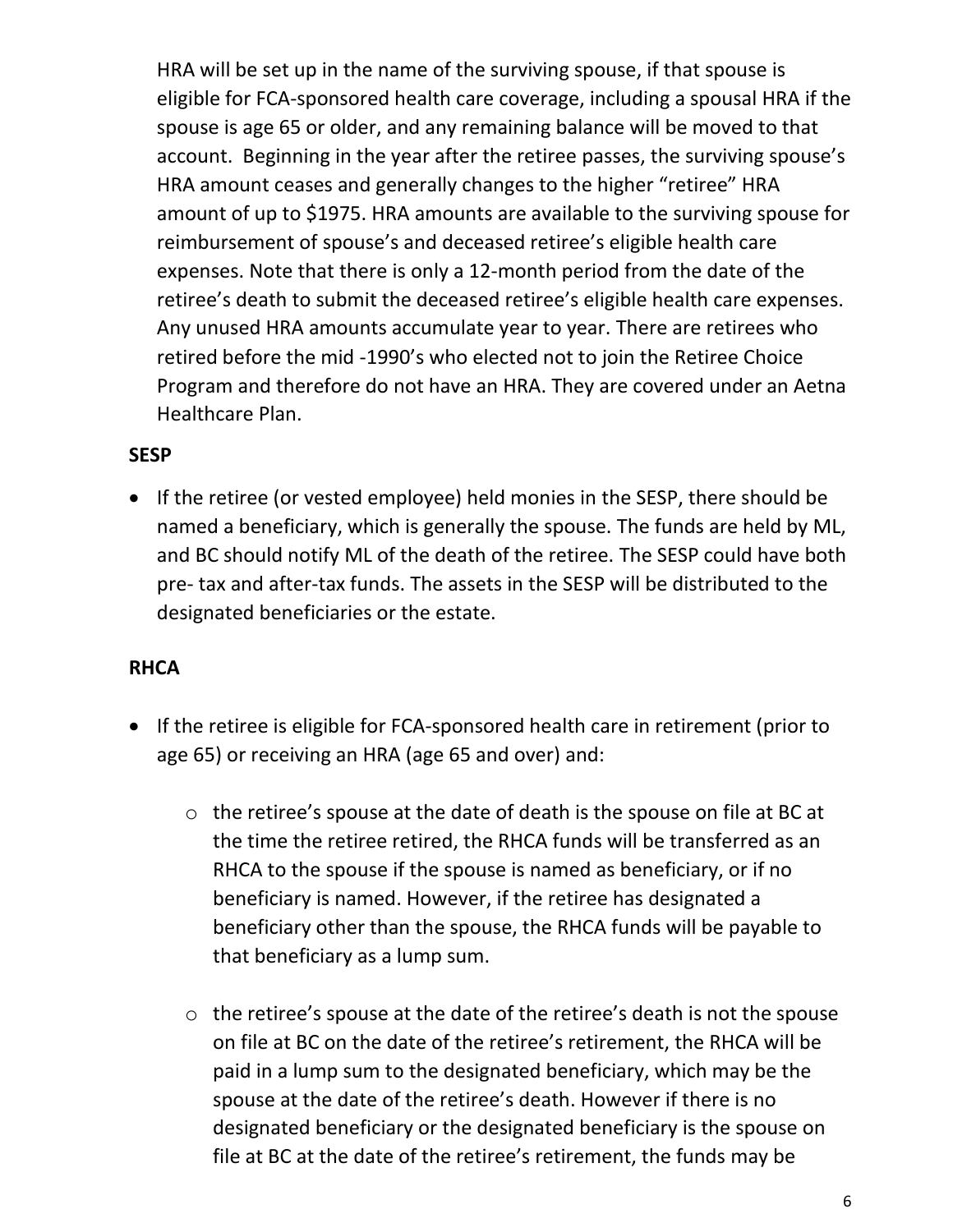HRA will be set up in the name of the surviving spouse, if that spouse is eligible for FCA-sponsored health care coverage, including a spousal HRA if the spouse is age 65 or older, and any remaining balance will be moved to that account. Beginning in the year after the retiree passes, the surviving spouse's HRA amount ceases and generally changes to the higher "retiree" HRA amount of up to $1975. HRA amounts are available to the surviving spouse for reimbursement of spouse's and deceased retiree's eligible health care expenses. Note that there is only a 12-month period from the date of the retiree's death to submit the deceased retiree's eligible health care expenses. Any unused HRA amounts accumulate year to year. There are retirees who retired before the mid -1990's who elected not to join the Retiree Choice Program and therefore do not have an HRA. They are covered under an Aetna Healthcare Plan.

**SESP**

- If the retiree (or vested employee) held monies in the SESP, there should be named a beneficiary, which is generally the spouse. The funds are held by ML, and BC should notify ML of the death of the retiree. The SESP could have both pre- tax and after-tax funds. The assets in the SESP will be distributed to the designated beneficiaries or the estate.

**RHCA**

- If the retiree is eligible for FCA-sponsored health care in retirement (prior to age 65) or receiving an HRA (age 65 and over) and:
  - the retiree's spouse at the date of death is the spouse on file at BC at the time the retiree retired, the RHCA funds will be transferred as an RHCA to the spouse if the spouse is named as beneficiary, or if no beneficiary is named. However, if the retiree has designated a beneficiary other than the spouse, the RHCA funds will be payable to that beneficiary as a lump sum.
  - the retiree's spouse at the date of the retiree's death is not the spouse on file at BC on the date of the retiree's retirement, the RHCA will be paid in a lump sum to the designated beneficiary, which may be the spouse at the date of the retiree's death. However if there is no designated beneficiary or the designated beneficiary is the spouse on file at BC at the date of the retiree's retirement, the funds may be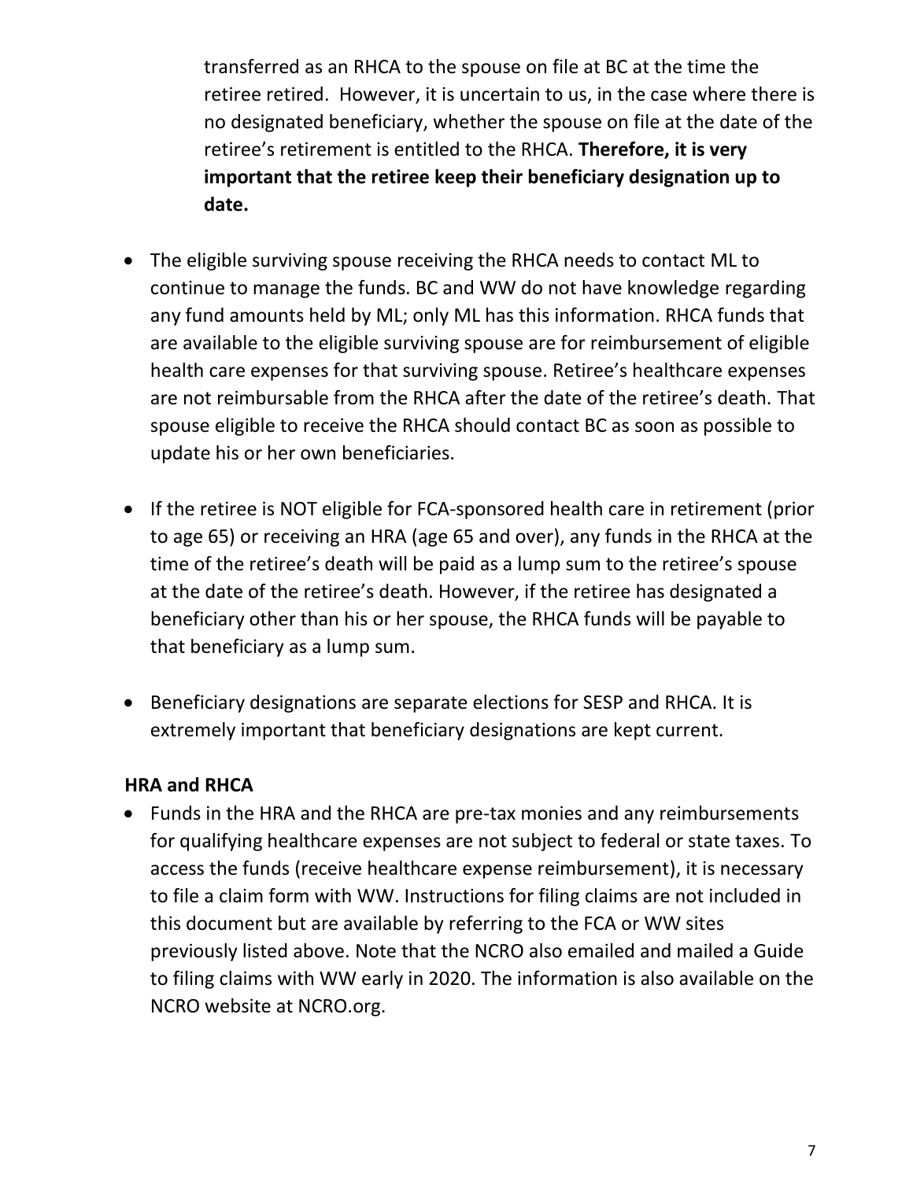transferred as an RHCA to the spouse on file at BC at the time the retiree retired. However, it is uncertain to us, in the case where there is no designated beneficiary, whether the spouse on file at the date of the retiree's retirement is entitled to the RHCA. **Therefore, it is very important that the retiree keep their beneficiary designation up to date.**

- The eligible surviving spouse receiving the RHCA needs to contact ML to continue to manage the funds. BC and WW do not have knowledge regarding any fund amounts held by ML; only ML has this information. RHCA funds that are available to the eligible surviving spouse are for reimbursement of eligible health care expenses for that surviving spouse. Retiree's healthcare expenses are not reimbursable from the RHCA after the date of the retiree's death. That spouse eligible to receive the RHCA should contact BC as soon as possible to update his or her own beneficiaries.

- If the retiree is NOT eligible for FCA-sponsored health care in retirement (prior to age 65) or receiving an HRA (age 65 and over), any funds in the RHCA at the time of the retiree's death will be paid as a lump sum to the retiree's spouse at the date of the retiree's death. However, if the retiree has designated a beneficiary other than his or her spouse, the RHCA funds will be payable to that beneficiary as a lump sum.

- Beneficiary designations are separate elections for SESP and RHCA. It is extremely important that beneficiary designations are kept current.

**HRA and RHCA**

- Funds in the HRA and the RHCA are pre-tax monies and any reimbursements for qualifying healthcare expenses are not subject to federal or state taxes. To access the funds (receive healthcare expense reimbursement), it is necessary to file a claim form with WW. Instructions for filing claims are not included in this document but are available by referring to the FCA or WW sites previously listed above. Note that the NCRO also emailed and mailed a Guide to filing claims with WW early in 2020. The information is also available on the NCRO website at NCRO.org.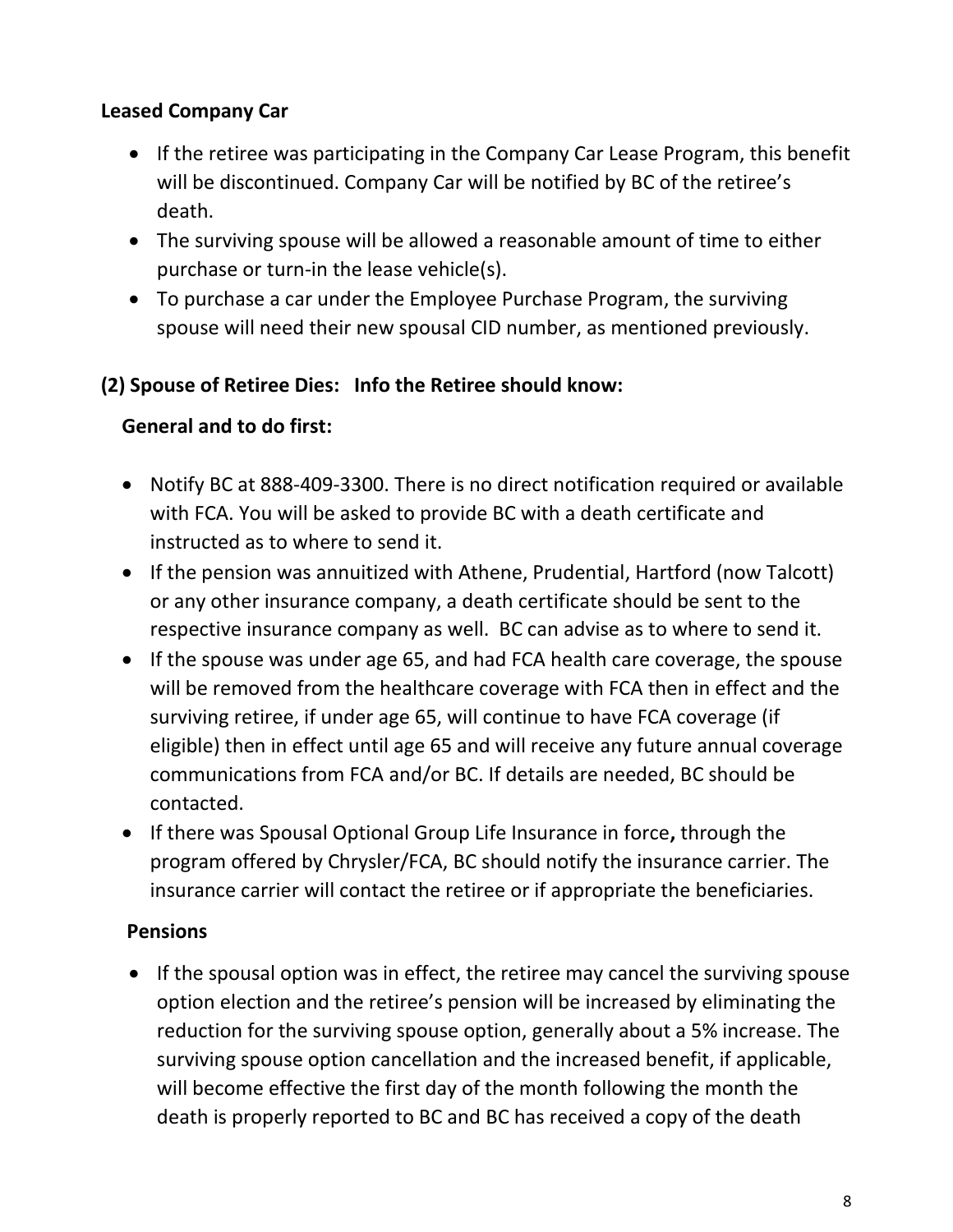**Leased Company Car**

- If the retiree was participating in the Company Car Lease Program, this benefit will be discontinued. Company Car will be notified by BC of the retiree's death.
- The surviving spouse will be allowed a reasonable amount of time to either purchase or turn-in the lease vehicle(s).
- To purchase a car under the Employee Purchase Program, the surviving spouse will need their new spousal CID number, as mentioned previously.

**(2) Spouse of Retiree Dies: Info the Retiree should know:**

**General and to do first:**

- Notify BC at 888-409-3300. There is no direct notification required or available with FCA. You will be asked to provide BC with a death certificate and instructed as to where to send it.
- If the pension was annuitized with Athene, Prudential, Hartford (now Talcott) or any other insurance company, a death certificate should be sent to the respective insurance company as well. BC can advise as to where to send it.
- If the spouse was under age 65, and had FCA health care coverage, the spouse will be removed from the healthcare coverage with FCA then in effect and the surviving retiree, if under age 65, will continue to have FCA coverage (if eligible) then in effect until age 65 and will receive any future annual coverage communications from FCA and/or BC. If details are needed, BC should be contacted.
- If there was Spousal Optional Group Life Insurance in force**,** through the program offered by Chrysler/FCA, BC should notify the insurance carrier. The insurance carrier will contact the retiree or if appropriate the beneficiaries.

**Pensions**

- If the spousal option was in effect, the retiree may cancel the surviving spouse option election and the retiree's pension will be increased by eliminating the reduction for the surviving spouse option, generally about a 5% increase. The surviving spouse option cancellation and the increased benefit, if applicable, will become effective the first day of the month following the month the death is properly reported to BC and BC has received a copy of the death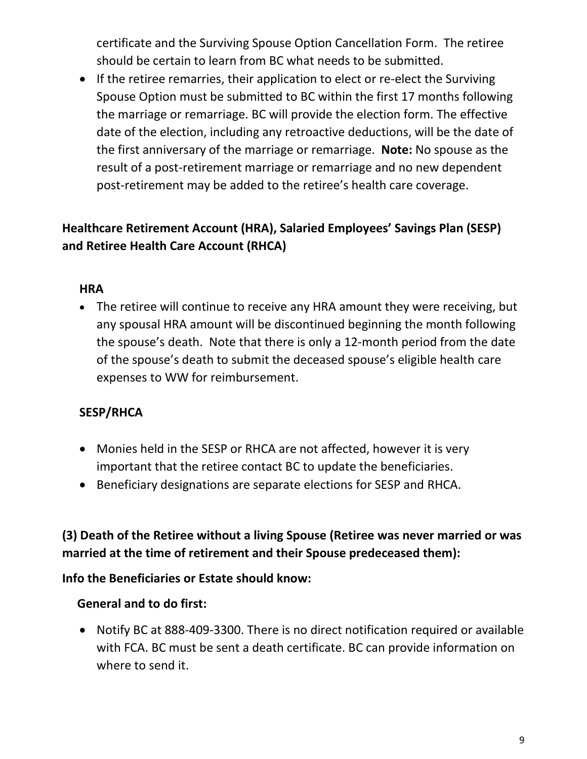certificate and the Surviving Spouse Option Cancellation Form. The retiree should be certain to learn from BC what needs to be submitted.

- If the retiree remarries, their application to elect or re-elect the Surviving Spouse Option must be submitted to BC within the first 17 months following the marriage or remarriage. BC will provide the election form. The effective date of the election, including any retroactive deductions, will be the date of the first anniversary of the marriage or remarriage. **Note:** No spouse as the result of a post-retirement marriage or remarriage and no new dependent post-retirement may be added to the retiree's health care coverage.

## Healthcare Retirement Account (HRA), Salaried Employees' Savings Plan (SESP) and Retiree Health Care Account (RHCA)

### HRA

- The retiree will continue to receive any HRA amount they were receiving, but any spousal HRA amount will be discontinued beginning the month following the spouse's death. Note that there is only a 12-month period from the date of the spouse's death to submit the deceased spouse's eligible health care expenses to WW for reimbursement.

### SESP/RHCA

- Monies held in the SESP or RHCA are not affected, however it is very important that the retiree contact BC to update the beneficiaries.
- Beneficiary designations are separate elections for SESP and RHCA.

## (3) Death of the Retiree without a living Spouse (Retiree was never married or was married at the time of retirement and their Spouse predeceased them):

**Info the Beneficiaries or Estate should know:**

### General and to do first:

- Notify BC at 888-409-3300. There is no direct notification required or available with FCA. BC must be sent a death certificate. BC can provide information on where to send it.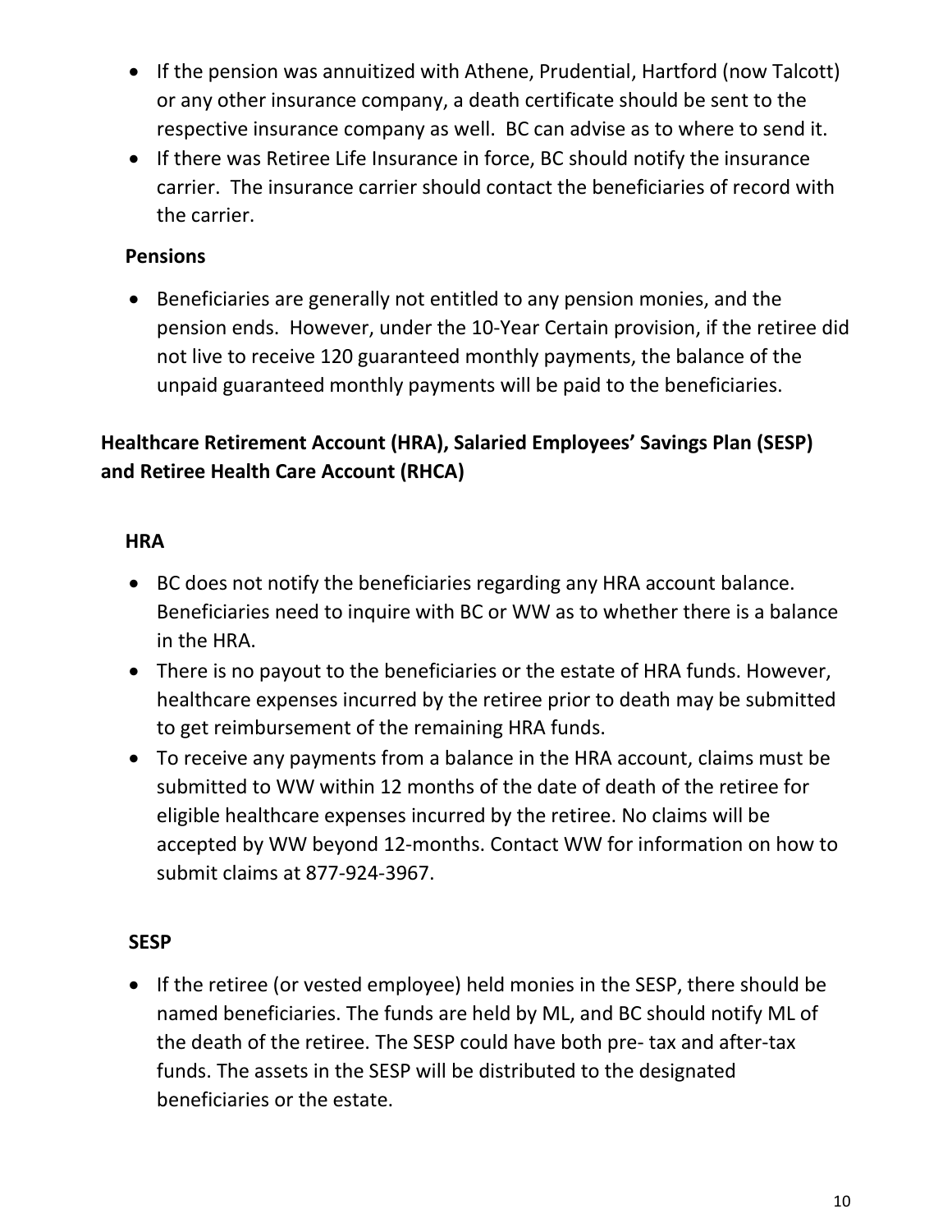- If the pension was annuitized with Athene, Prudential, Hartford (now Talcott) or any other insurance company, a death certificate should be sent to the respective insurance company as well. BC can advise as to where to send it.
- If there was Retiree Life Insurance in force, BC should notify the insurance carrier. The insurance carrier should contact the beneficiaries of record with the carrier.

### Pensions

- Beneficiaries are generally not entitled to any pension monies, and the pension ends. However, under the 10-Year Certain provision, if the retiree did not live to receive 120 guaranteed monthly payments, the balance of the unpaid guaranteed monthly payments will be paid to the beneficiaries.

## Healthcare Retirement Account (HRA), Salaried Employees' Savings Plan (SESP) and Retiree Health Care Account (RHCA)

### HRA

- BC does not notify the beneficiaries regarding any HRA account balance. Beneficiaries need to inquire with BC or WW as to whether there is a balance in the HRA.
- There is no payout to the beneficiaries or the estate of HRA funds. However, healthcare expenses incurred by the retiree prior to death may be submitted to get reimbursement of the remaining HRA funds.
- To receive any payments from a balance in the HRA account, claims must be submitted to WW within 12 months of the date of death of the retiree for eligible healthcare expenses incurred by the retiree. No claims will be accepted by WW beyond 12-months. Contact WW for information on how to submit claims at 877-924-3967.

### SESP

- If the retiree (or vested employee) held monies in the SESP, there should be named beneficiaries. The funds are held by ML, and BC should notify ML of the death of the retiree. The SESP could have both pre- tax and after-tax funds. The assets in the SESP will be distributed to the designated beneficiaries or the estate.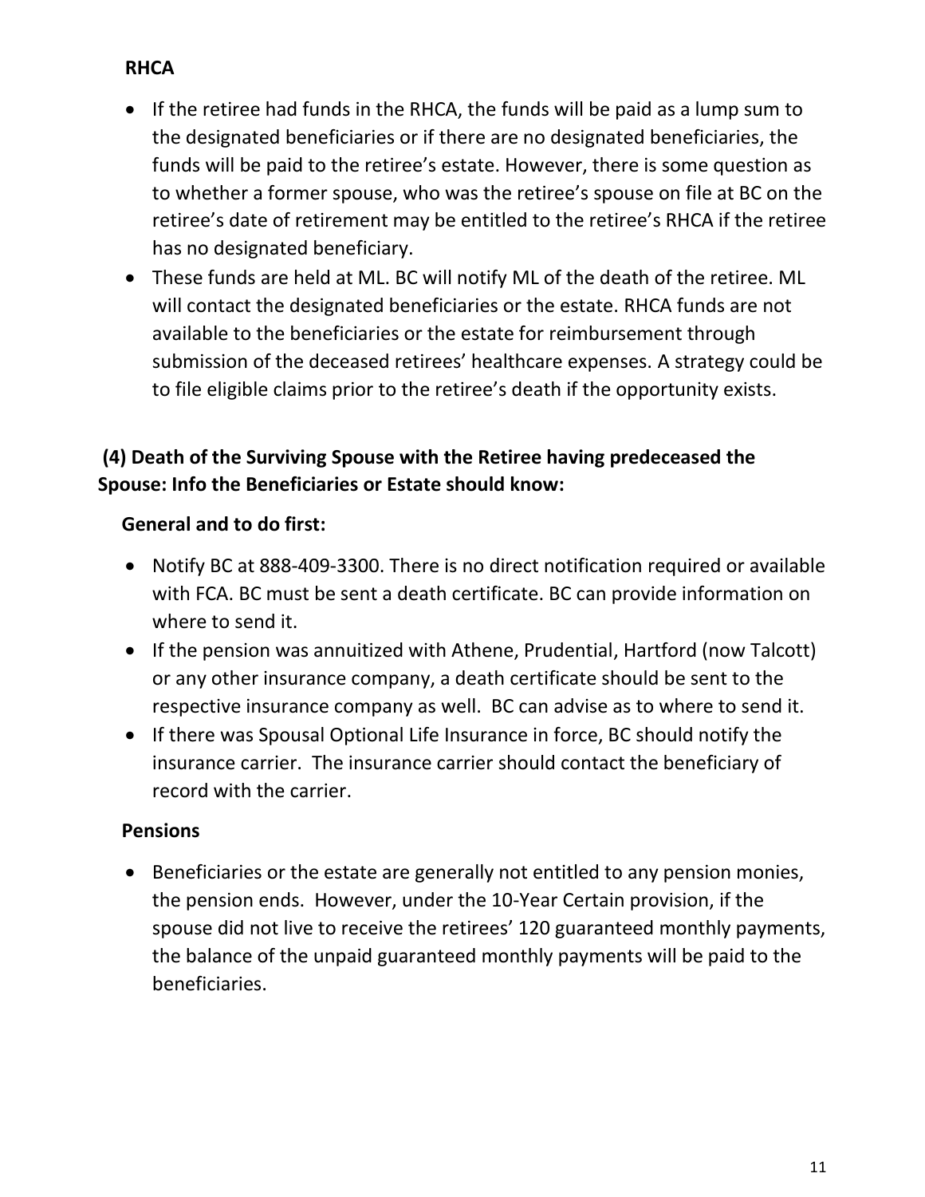**RHCA**

- If the retiree had funds in the RHCA, the funds will be paid as a lump sum to the designated beneficiaries or if there are no designated beneficiaries, the funds will be paid to the retiree's estate. However, there is some question as to whether a former spouse, who was the retiree's spouse on file at BC on the retiree's date of retirement may be entitled to the retiree's RHCA if the retiree has no designated beneficiary.
- These funds are held at ML. BC will notify ML of the death of the retiree. ML will contact the designated beneficiaries or the estate. RHCA funds are not available to the beneficiaries or the estate for reimbursement through submission of the deceased retirees' healthcare expenses. A strategy could be to file eligible claims prior to the retiree's death if the opportunity exists.

**(4) Death of the Surviving Spouse with the Retiree having predeceased the Spouse: Info the Beneficiaries or Estate should know:**

**General and to do first:**

- Notify BC at 888-409-3300. There is no direct notification required or available with FCA. BC must be sent a death certificate. BC can provide information on where to send it.
- If the pension was annuitized with Athene, Prudential, Hartford (now Talcott) or any other insurance company, a death certificate should be sent to the respective insurance company as well. BC can advise as to where to send it.
- If there was Spousal Optional Life Insurance in force, BC should notify the insurance carrier. The insurance carrier should contact the beneficiary of record with the carrier.

**Pensions**

- Beneficiaries or the estate are generally not entitled to any pension monies, the pension ends. However, under the 10-Year Certain provision, if the spouse did not live to receive the retirees' 120 guaranteed monthly payments, the balance of the unpaid guaranteed monthly payments will be paid to the beneficiaries.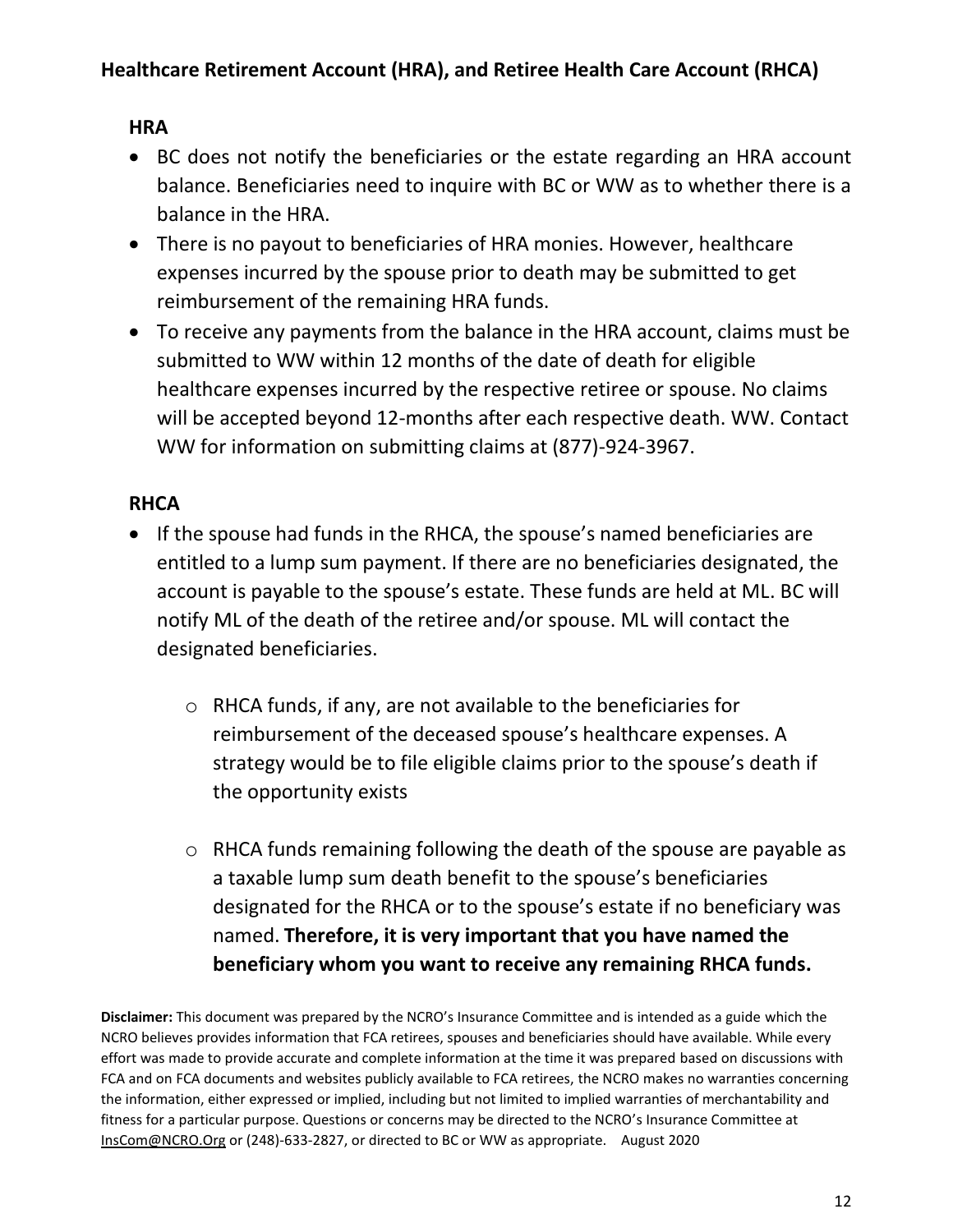## Healthcare Retirement Account (HRA), and Retiree Health Care Account (RHCA)

### HRA

- BC does not notify the beneficiaries or the estate regarding an HRA account balance. Beneficiaries need to inquire with BC or WW as to whether there is a balance in the HRA.
- There is no payout to beneficiaries of HRA monies. However, healthcare expenses incurred by the spouse prior to death may be submitted to get reimbursement of the remaining HRA funds.
- To receive any payments from the balance in the HRA account, claims must be submitted to WW within 12 months of the date of death for eligible healthcare expenses incurred by the respective retiree or spouse. No claims will be accepted beyond 12-months after each respective death. WW. Contact WW for information on submitting claims at (877)-924-3967.

### RHCA

- If the spouse had funds in the RHCA, the spouse's named beneficiaries are entitled to a lump sum payment. If there are no beneficiaries designated, the account is payable to the spouse's estate. These funds are held at ML. BC will notify ML of the death of the retiree and/or spouse. ML will contact the designated beneficiaries.
    - RHCA funds, if any, are not available to the beneficiaries for reimbursement of the deceased spouse's healthcare expenses. A strategy would be to file eligible claims prior to the spouse's death if the opportunity exists
    - RHCA funds remaining following the death of the spouse are payable as a taxable lump sum death benefit to the spouse's beneficiaries designated for the RHCA or to the spouse's estate if no beneficiary was named. **Therefore, it is very important that you have named the beneficiary whom you want to receive any remaining RHCA funds.**

**Disclaimer:** This document was prepared by the NCRO's Insurance Committee and is intended as a guide which the NCRO believes provides information that FCA retirees, spouses and beneficiaries should have available. While every effort was made to provide accurate and complete information at the time it was prepared based on discussions with FCA and on FCA documents and websites publicly available to FCA retirees, the NCRO makes no warranties concerning the information, either expressed or implied, including but not limited to implied warranties of merchantability and fitness for a particular purpose. Questions or concerns may be directed to the NCRO's Insurance Committee at InsCom@NCRO.Org or (248)-633-2827, or directed to BC or WW as appropriate. August 2020